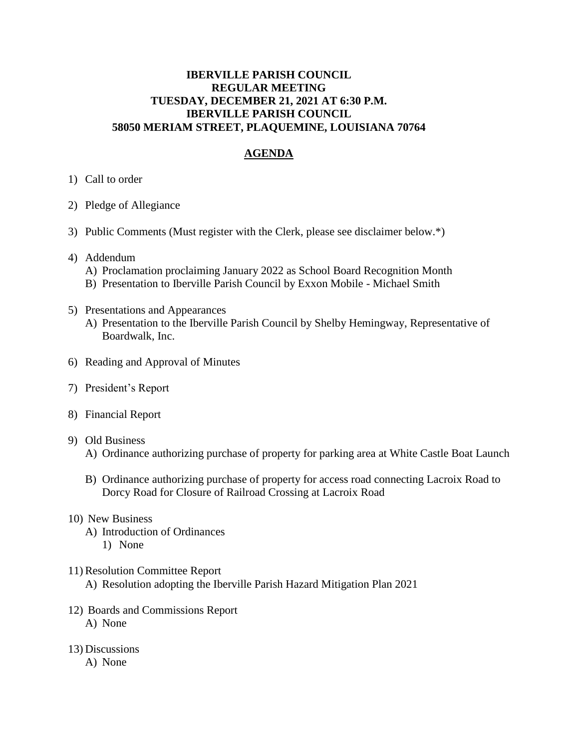**IBERVILLE PARISH COUNCIL**
**REGULAR MEETING**
**TUESDAY, DECEMBER 21, 2021 AT 6:30 P.M.**
**IBERVILLE PARISH COUNCIL**
**58050 MERIAM STREET, PLAQUEMINE, LOUISIANA 70764**

## AGENDA

1) Call to order

2) Pledge of Allegiance

3) Public Comments (Must register with the Clerk, please see disclaimer below.*)

4) Addendum
   - A) Proclamation proclaiming January 2022 as School Board Recognition Month
   - B) Presentation to Iberville Parish Council by Exxon Mobile - Michael Smith

5) Presentations and Appearances
   - A) Presentation to the Iberville Parish Council by Shelby Hemingway, Representative of Boardwalk, Inc.

6) Reading and Approval of Minutes

7) President's Report

8) Financial Report

9) Old Business
   - A) Ordinance authorizing purchase of property for parking area at White Castle Boat Launch
   - B) Ordinance authorizing purchase of property for access road connecting Lacroix Road to Dorcy Road for Closure of Railroad Crossing at Lacroix Road

10) New Business
    - A) Introduction of Ordinances
      1) None

11) Resolution Committee Report
    - A) Resolution adopting the Iberville Parish Hazard Mitigation Plan 2021

12) Boards and Commissions Report
    - A) None

13) Discussions
    - A) None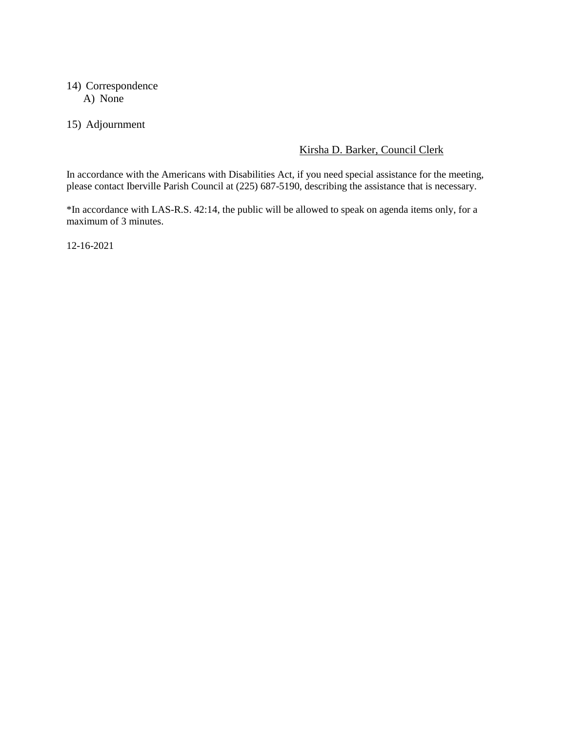14) Correspondence
    A) None

15) Adjournment

Kirsha D. Barker, Council Clerk

In accordance with the Americans with Disabilities Act, if you need special assistance for the meeting, please contact Iberville Parish Council at (225) 687-5190, describing the assistance that is necessary.

*In accordance with LAS-R.S. 42:14, the public will be allowed to speak on agenda items only, for a maximum of 3 minutes.

12-16-2021